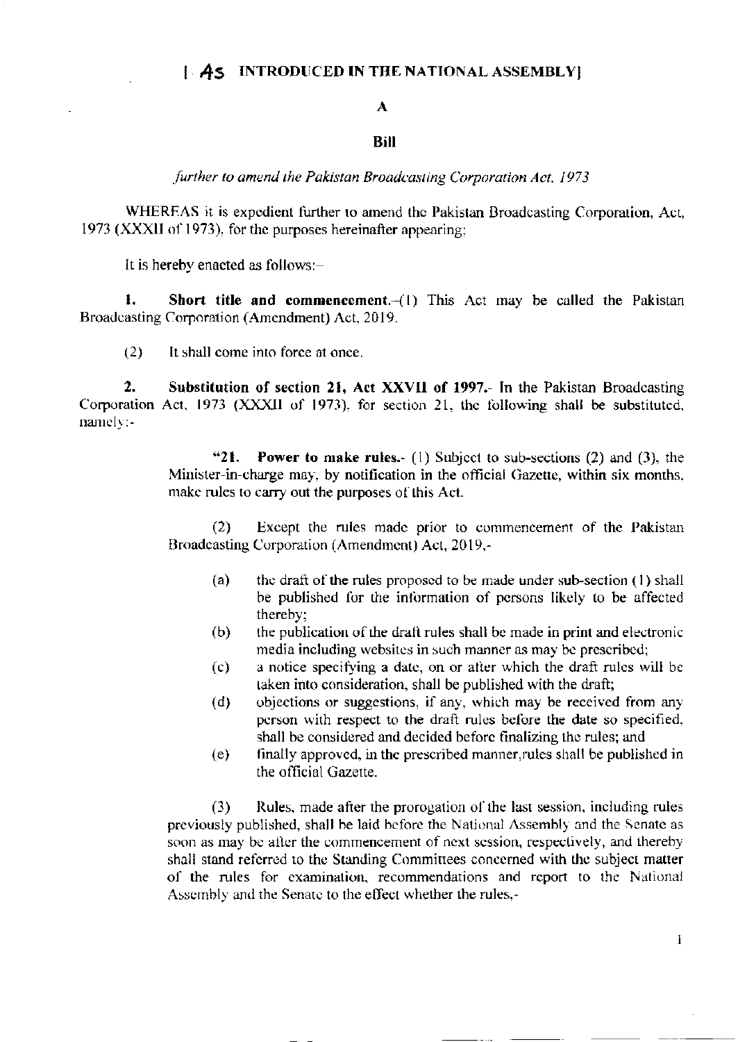[AS INTRODUCED IN THE NATIONAL ASSEMBLY]

# A

# Bill

*further to amend the Pakistan Broadcasting Corporation Act, 1973*

WHEREAS it is expedient further to amend the Pakistan Broadcasting Corporation, Act, 1973 (XXXII of 1973), for the purposes hereinafter appearing;

It is hereby enacted as follows:-

**1. Short title and commencement.**-(1) This Act may be called the Pakistan Broadcasting Corporation (Amendment) Act, 2019.

(2) It shall come into force at once.

**2. Substitution of section 21, Act XXVII of 1997.**- In the Pakistan Broadcasting Corporation Act, 1973 (XXXII of 1973), for section 21, the following shall be substituted, namely:-

> "**21. Power to make rules.**- (1) Subject to sub-sections (2) and (3), the Minister-in-charge may, by notification in the official Gazette, within six months, make rules to carry out the purposes of this Act.
>
> (2) Except the rules made prior to commencement of the Pakistan Broadcasting Corporation (Amendment) Act, 2019,-
>
> (a) the draft of the rules proposed to be made under sub-section (1) shall be published for the information of persons likely to be affected thereby;
>
> (b) the publication of the draft rules shall be made in print and electronic media including websites in such manner as may be prescribed;
>
> (c) a notice specifying a date, on or after which the draft rules will be taken into consideration, shall be published with the draft;
>
> (d) objections or suggestions, if any, which may be received from any person with respect to the draft rules before the date so specified, shall be considered and decided before finalizing the rules; and
>
> (e) finally approved, in the prescribed manner,rules shall be published in the official Gazette.
>
> (3) Rules, made after the prorogation of the last session, including rules previously published, shall be laid before the National Assembly and the Senate as soon as may be after the commencement of next session, respectively, and thereby shall stand referred to the Standing Committees concerned with the subject matter of the rules for examination, recommendations and report to the National Assembly and the Senate to the effect whether the rules,-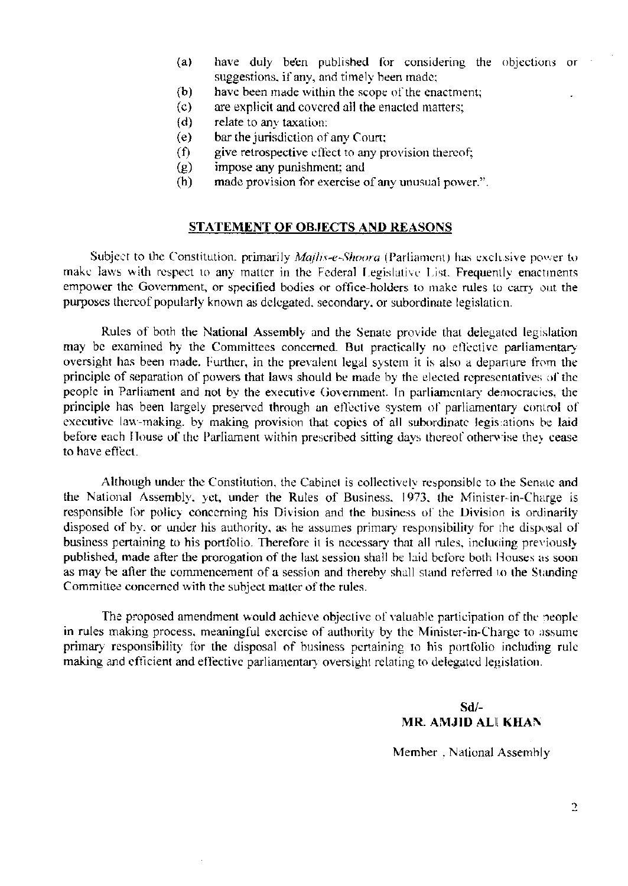(a) have duly been published for considering the objections or suggestions, if any, and timely been made;
(b) have been made within the scope of the enactment;
(c) are explicit and covered all the enacted matters;
(d) relate to any taxation;
(e) bar the jurisdiction of any Court;
(f) give retrospective effect to any provision thereof;
(g) impose any punishment; and
(h) made provision for exercise of any unusual power.".

## STATEMENT OF OBJECTS AND REASONS

Subject to the Constitution, primarily *Majlis-e-Shoora* (Parliament) has exclusive power to make laws with respect to any matter in the Federal Legislative List. Frequently enactments empower the Government, or specified bodies or office-holders to make rules to carry out the purposes thereof popularly known as delegated, secondary, or subordinate legislation.

Rules of both the National Assembly and the Senate provide that delegated legislation may be examined by the Committees concerned. But practically no effective parliamentary oversight has been made. Further, in the prevalent legal system it is also a departure from the principle of separation of powers that laws should be made by the elected representatives of the people in Parliament and not by the executive Government. In parliamentary democracies, the principle has been largely preserved through an effective system of parliamentary control of executive law-making, by making provision that copies of all subordinate legislations be laid before each House of the Parliament within prescribed sitting days thereof otherwise they cease to have effect.

Although under the Constitution, the Cabinet is collectively responsible to the Senate and the National Assembly, yet, under the Rules of Business, 1973, the Minister-in-Charge is responsible for policy concerning his Division and the business of the Division is ordinarily disposed of by, or under his authority, as he assumes primary responsibility for the disposal of business pertaining to his portfolio. Therefore it is necessary that all rules, including previously published, made after the prorogation of the last session shall be laid before both Houses as soon as may be after the commencement of a session and thereby shall stand referred to the Standing Committee concerned with the subject matter of the rules.

The proposed amendment would achieve objective of valuable participation of the people in rules making process, meaningful exercise of authority by the Minister-in-Charge to assume primary responsibility for the disposal of business pertaining to his portfolio including rule making and efficient and effective parliamentary oversight relating to delegated legislation.

Sd/-
**MR. AMJID ALI KHAN**

Member , National Assembly